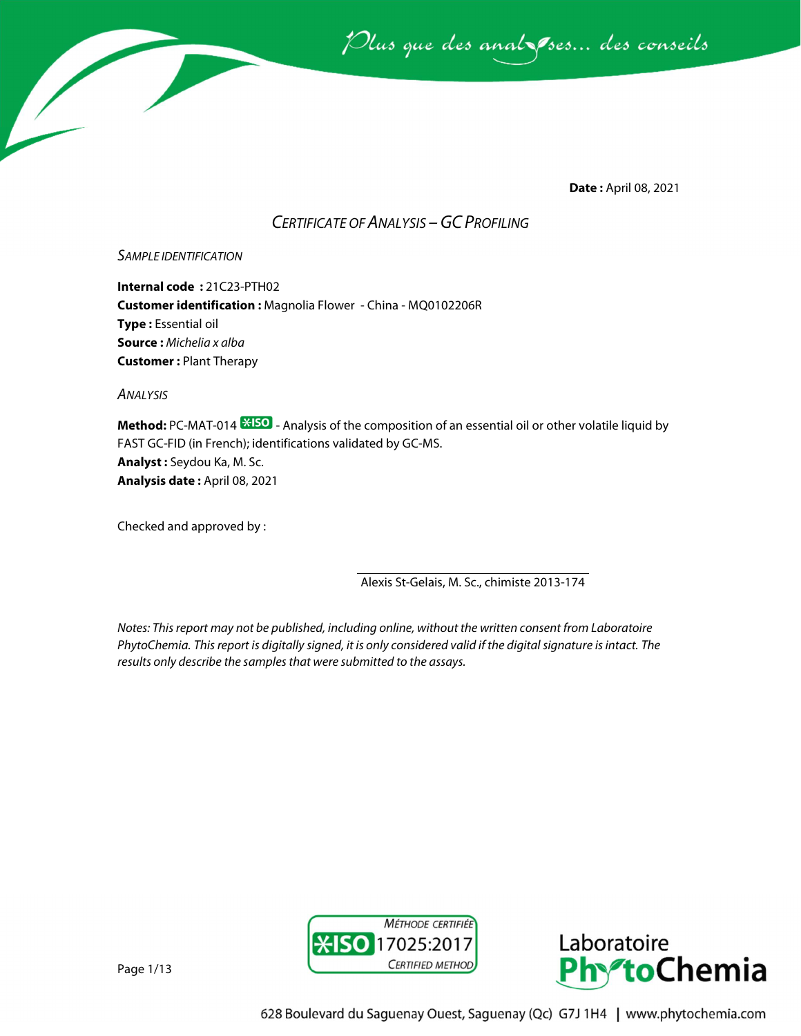*Plus que des analyses... des conseils*

**Date :** April 08, 2021

# *CERTIFICATE OF ANALYSIS – GC PROFILING*

## *SAMPLE IDENTIFICATION*

**Internal code :** 21C23-PTH02
**Customer identification :** Magnolia Flower - China - MQ0102206R
**Type :** Essential oil
**Source :** *Michelia x alba*
**Customer :** Plant Therapy

## *ANALYSIS*

**Method:** PC-MAT-014 ISO - Analysis of the composition of an essential oil or other volatile liquid by FAST GC-FID (in French); identifications validated by GC-MS.
**Analyst :** Seydou Ka, M. Sc.
**Analysis date :** April 08, 2021

Checked and approved by :

Alexis St-Gelais, M. Sc., chimiste 2013-174

*Notes: This report may not be published, including online, without the written consent from Laboratoire PhytoChemia. This report is digitally signed, it is only considered valid if the digital signature is intact. The results only describe the samples that were submitted to the assays.*

MÉTHODE CERTIFIÉE ISO 17025:2017 CERTIFIED METHOD

Laboratoire PhytoChemia

628 Boulevard du Saguenay Ouest, Saguenay (Qc) G7J 1H4 | www.phytochemia.com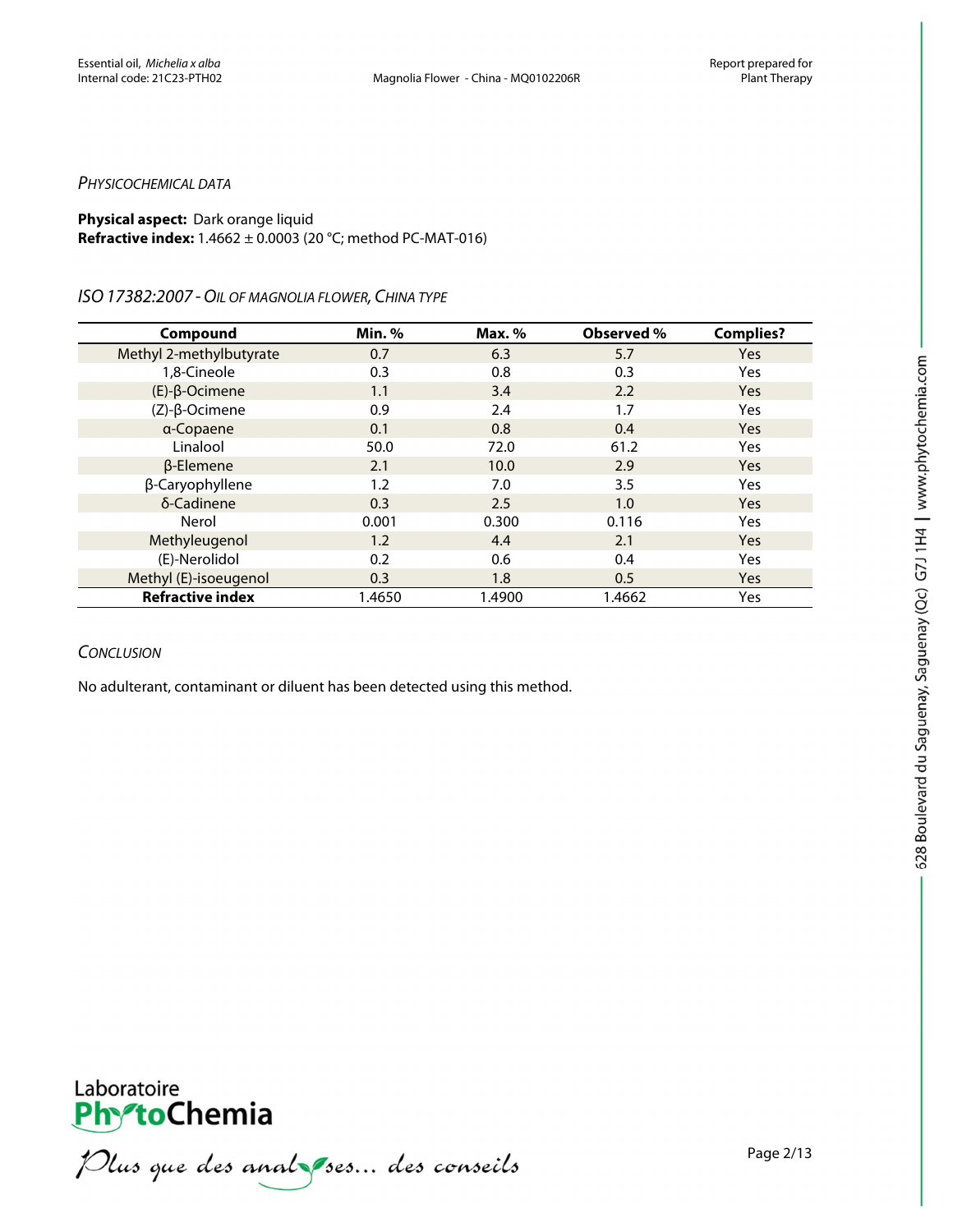## *Physicochemical data*

**Physical aspect:** Dark orange liquid
**Refractive index:** 1.4662 ± 0.0003 (20 °C; method PC-MAT-016)

### *ISO 17382:2007 - Oil of magnolia flower, China type*

| Compound | Min. % | Max. % | Observed % | Complies? |
|---|---|---|---|---|
| Methyl 2-methylbutyrate | 0.7 | 6.3 | 5.7 | Yes |
| 1,8-Cineole | 0.3 | 0.8 | 0.3 | Yes |
| (E)-β-Ocimene | 1.1 | 3.4 | 2.2 | Yes |
| (Z)-β-Ocimene | 0.9 | 2.4 | 1.7 | Yes |
| α-Copaene | 0.1 | 0.8 | 0.4 | Yes |
| Linalool | 50.0 | 72.0 | 61.2 | Yes |
| β-Elemene | 2.1 | 10.0 | 2.9 | Yes |
| β-Caryophyllene | 1.2 | 7.0 | 3.5 | Yes |
| δ-Cadinene | 0.3 | 2.5 | 1.0 | Yes |
| Nerol | 0.001 | 0.300 | 0.116 | Yes |
| Methyleugenol | 1.2 | 4.4 | 2.1 | Yes |
| (E)-Nerolidol | 0.2 | 0.6 | 0.4 | Yes |
| Methyl (E)-isoeugenol | 0.3 | 1.8 | 0.5 | Yes |
| **Refractive index** | 1.4650 | 1.4900 | 1.4662 | Yes |

## *Conclusion*

No adulterant, contaminant or diluent has been detected using this method.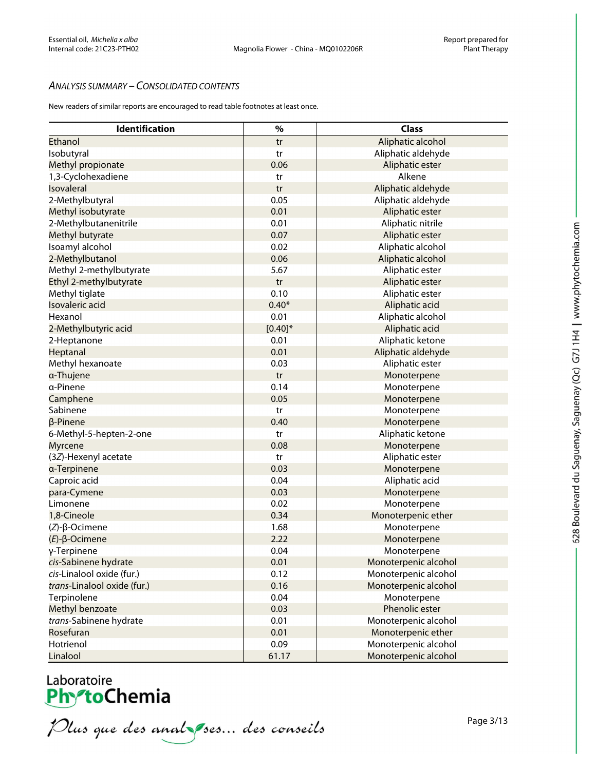*ANALYSIS SUMMARY – CONSOLIDATED CONTENTS*

New readers of similar reports are encouraged to read table footnotes at least once.

| Identification | % | Class |
|---|---|---|
| Ethanol | tr | Aliphatic alcohol |
| Isobutyral | tr | Aliphatic aldehyde |
| Methyl propionate | 0.06 | Aliphatic ester |
| 1,3-Cyclohexadiene | tr | Alkene |
| Isovaleral | tr | Aliphatic aldehyde |
| 2-Methylbutyral | 0.05 | Aliphatic aldehyde |
| Methyl isobutyrate | 0.01 | Aliphatic ester |
| 2-Methylbutanenitrile | 0.01 | Aliphatic nitrile |
| Methyl butyrate | 0.07 | Aliphatic ester |
| Isoamyl alcohol | 0.02 | Aliphatic alcohol |
| 2-Methylbutanol | 0.06 | Aliphatic alcohol |
| Methyl 2-methylbutyrate | 5.67 | Aliphatic ester |
| Ethyl 2-methylbutyrate | tr | Aliphatic ester |
| Methyl tiglate | 0.10 | Aliphatic ester |
| Isovaleric acid | 0.40* | Aliphatic acid |
| Hexanol | 0.01 | Aliphatic alcohol |
| 2-Methylbutyric acid | [0.40]* | Aliphatic acid |
| 2-Heptanone | 0.01 | Aliphatic ketone |
| Heptanal | 0.01 | Aliphatic aldehyde |
| Methyl hexanoate | 0.03 | Aliphatic ester |
| α-Thujene | tr | Monoterpene |
| α-Pinene | 0.14 | Monoterpene |
| Camphene | 0.05 | Monoterpene |
| Sabinene | tr | Monoterpene |
| β-Pinene | 0.40 | Monoterpene |
| 6-Methyl-5-hepten-2-one | tr | Aliphatic ketone |
| Myrcene | 0.08 | Monoterpene |
| (3*Z*)-Hexenyl acetate | tr | Aliphatic ester |
| α-Terpinene | 0.03 | Monoterpene |
| Caproic acid | 0.04 | Aliphatic acid |
| para-Cymene | 0.03 | Monoterpene |
| Limonene | 0.02 | Monoterpene |
| 1,8-Cineole | 0.34 | Monoterpenic ether |
| (*Z*)-β-Ocimene | 1.68 | Monoterpene |
| (*E*)-β-Ocimene | 2.22 | Monoterpene |
| γ-Terpinene | 0.04 | Monoterpene |
| *cis*-Sabinene hydrate | 0.01 | Monoterpenic alcohol |
| *cis*-Linalool oxide (fur.) | 0.12 | Monoterpenic alcohol |
| *trans*-Linalool oxide (fur.) | 0.16 | Monoterpenic alcohol |
| Terpinolene | 0.04 | Monoterpene |
| Methyl benzoate | 0.03 | Phenolic ester |
| *trans*-Sabinene hydrate | 0.01 | Monoterpenic alcohol |
| Rosefuran | 0.01 | Monoterpenic ether |
| Hotrienol | 0.09 | Monoterpenic alcohol |
| Linalool | 61.17 | Monoterpenic alcohol |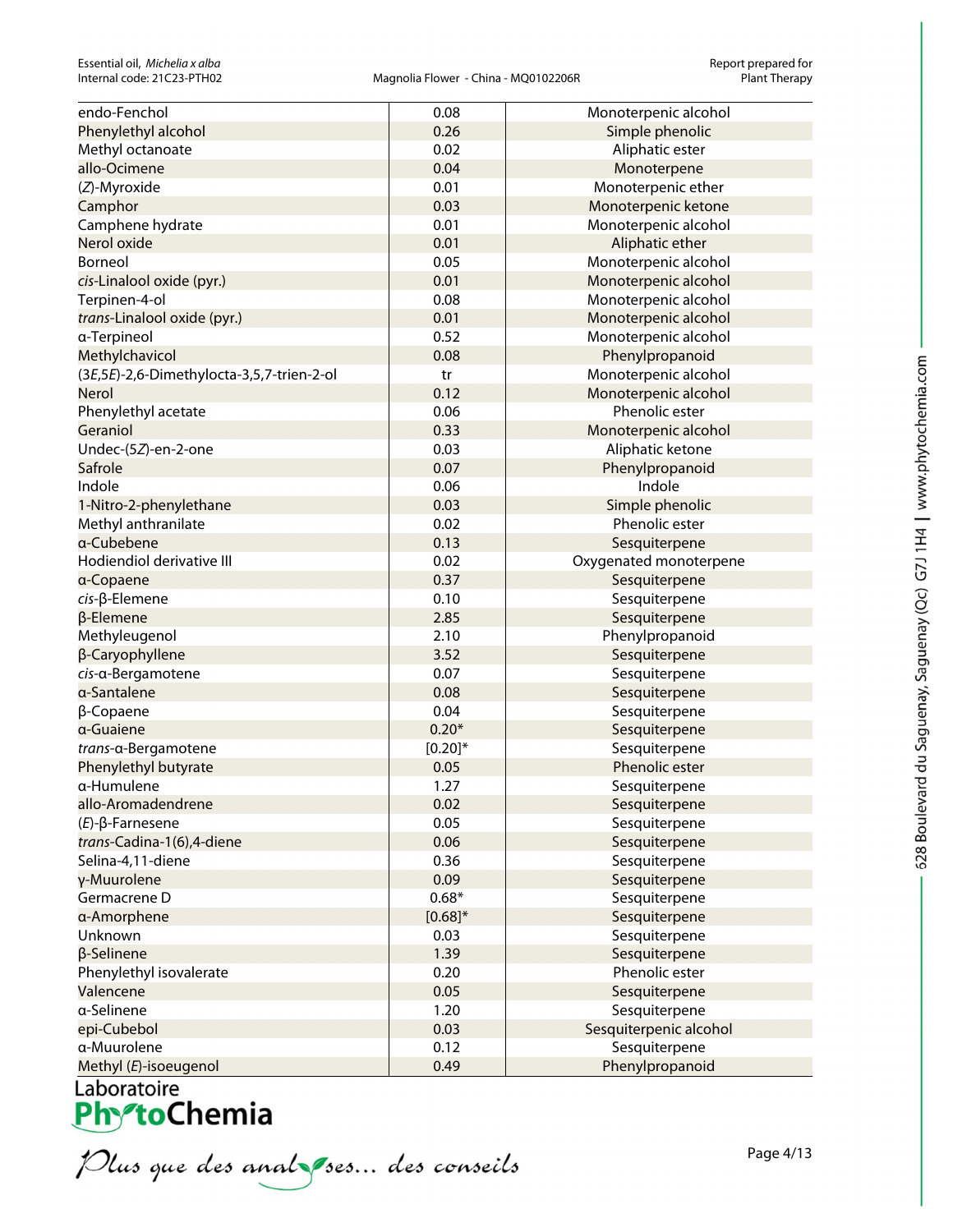| | | |
|---|---|---|
| endo-Fenchol | 0.08 | Monoterpenic alcohol |
| Phenylethyl alcohol | 0.26 | Simple phenolic |
| Methyl octanoate | 0.02 | Aliphatic ester |
| allo-Ocimene | 0.04 | Monoterpene |
| (*Z*)-Myroxide | 0.01 | Monoterpenic ether |
| Camphor | 0.03 | Monoterpenic ketone |
| Camphene hydrate | 0.01 | Monoterpenic alcohol |
| Nerol oxide | 0.01 | Aliphatic ether |
| Borneol | 0.05 | Monoterpenic alcohol |
| *cis*-Linalool oxide (pyr.) | 0.01 | Monoterpenic alcohol |
| Terpinen-4-ol | 0.08 | Monoterpenic alcohol |
| *trans*-Linalool oxide (pyr.) | 0.01 | Monoterpenic alcohol |
| α-Terpineol | 0.52 | Monoterpenic alcohol |
| Methylchavicol | 0.08 | Phenylpropanoid |
| (3*E*,5*E*)-2,6-Dimethylocta-3,5,7-trien-2-ol | tr | Monoterpenic alcohol |
| Nerol | 0.12 | Monoterpenic alcohol |
| Phenylethyl acetate | 0.06 | Phenolic ester |
| Geraniol | 0.33 | Monoterpenic alcohol |
| Undec-(5*Z*)-en-2-one | 0.03 | Aliphatic ketone |
| Safrole | 0.07 | Phenylpropanoid |
| Indole | 0.06 | Indole |
| 1-Nitro-2-phenylethane | 0.03 | Simple phenolic |
| Methyl anthranilate | 0.02 | Phenolic ester |
| α-Cubebene | 0.13 | Sesquiterpene |
| Hodiendiol derivative III | 0.02 | Oxygenated monoterpene |
| α-Copaene | 0.37 | Sesquiterpene |
| *cis*-β-Elemene | 0.10 | Sesquiterpene |
| β-Elemene | 2.85 | Sesquiterpene |
| Methyleugenol | 2.10 | Phenylpropanoid |
| β-Caryophyllene | 3.52 | Sesquiterpene |
| *cis*-α-Bergamotene | 0.07 | Sesquiterpene |
| α-Santalene | 0.08 | Sesquiterpene |
| β-Copaene | 0.04 | Sesquiterpene |
| α-Guaiene | 0.20* | Sesquiterpene |
| *trans*-α-Bergamotene | [0.20]* | Sesquiterpene |
| Phenylethyl butyrate | 0.05 | Phenolic ester |
| α-Humulene | 1.27 | Sesquiterpene |
| allo-Aromadendrene | 0.02 | Sesquiterpene |
| (*E*)-β-Farnesene | 0.05 | Sesquiterpene |
| *trans*-Cadina-1(6),4-diene | 0.06 | Sesquiterpene |
| Selina-4,11-diene | 0.36 | Sesquiterpene |
| γ-Muurolene | 0.09 | Sesquiterpene |
| Germacrene D | 0.68* | Sesquiterpene |
| α-Amorphene | [0.68]* | Sesquiterpene |
| Unknown | 0.03 | Sesquiterpene |
| β-Selinene | 1.39 | Sesquiterpene |
| Phenylethyl isovalerate | 0.20 | Phenolic ester |
| Valencene | 0.05 | Sesquiterpene |
| α-Selinene | 1.20 | Sesquiterpene |
| epi-Cubebol | 0.03 | Sesquiterpenic alcohol |
| α-Muurolene | 0.12 | Sesquiterpene |
| Methyl (*E*)-isoeugenol | 0.49 | Phenylpropanoid |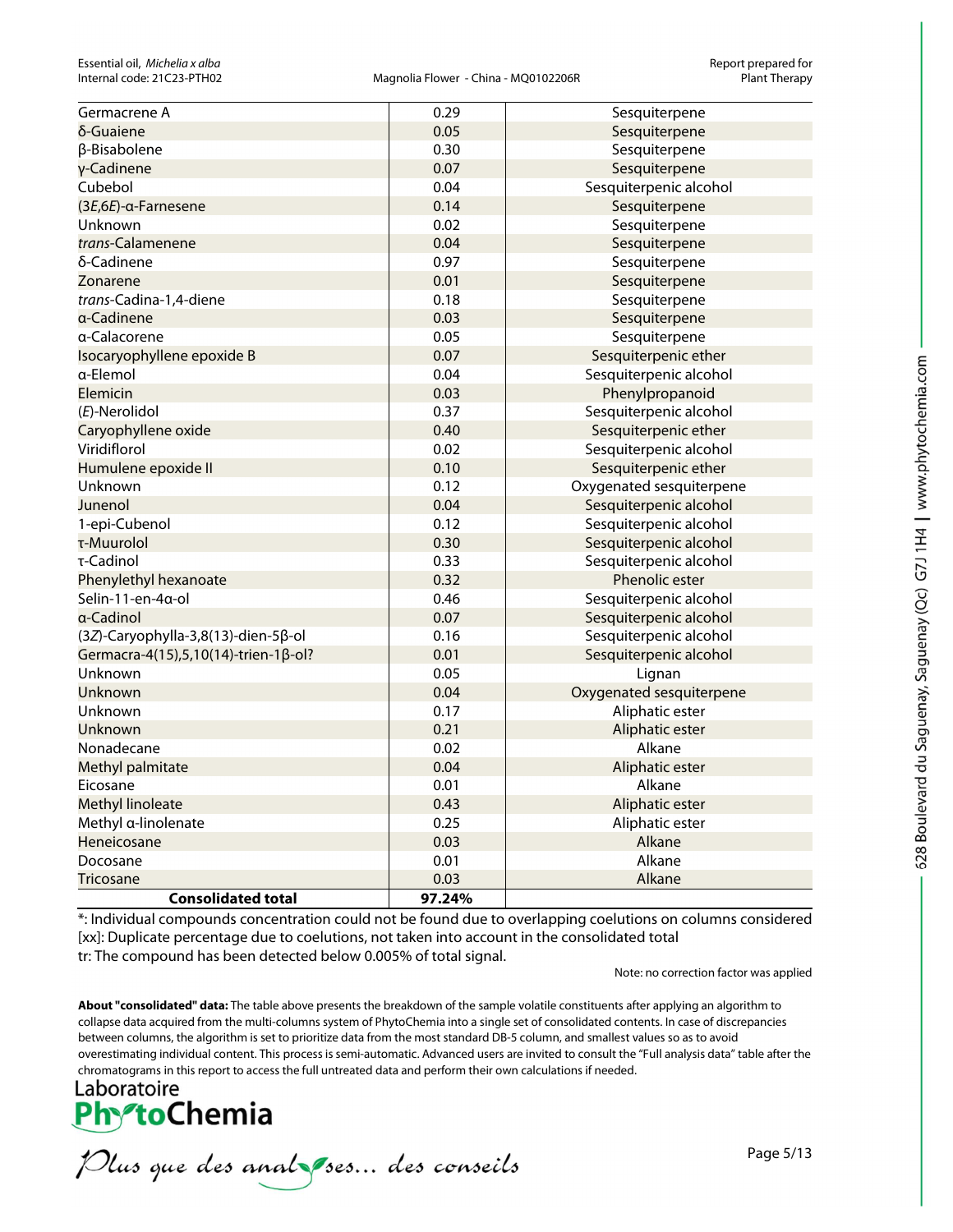| Germacrene A | 0.29 | Sesquiterpene |
|---|---|---|
| δ-Guaiene | 0.05 | Sesquiterpene |
| β-Bisabolene | 0.30 | Sesquiterpene |
| γ-Cadinene | 0.07 | Sesquiterpene |
| Cubebol | 0.04 | Sesquiterpenic alcohol |
| (3*E*,6*E*)-α-Farnesene | 0.14 | Sesquiterpene |
| Unknown | 0.02 | Sesquiterpene |
| *trans*-Calamenene | 0.04 | Sesquiterpene |
| δ-Cadinene | 0.97 | Sesquiterpene |
| Zonarene | 0.01 | Sesquiterpene |
| *trans*-Cadina-1,4-diene | 0.18 | Sesquiterpene |
| α-Cadinene | 0.03 | Sesquiterpene |
| α-Calacorene | 0.05 | Sesquiterpene |
| Isocaryophyllene epoxide B | 0.07 | Sesquiterpenic ether |
| α-Elemol | 0.04 | Sesquiterpenic alcohol |
| Elemicin | 0.03 | Phenylpropanoid |
| (*E*)-Nerolidol | 0.37 | Sesquiterpenic alcohol |
| Caryophyllene oxide | 0.40 | Sesquiterpenic ether |
| Viridiflorol | 0.02 | Sesquiterpenic alcohol |
| Humulene epoxide II | 0.10 | Sesquiterpenic ether |
| Unknown | 0.12 | Oxygenated sesquiterpene |
| Junenol | 0.04 | Sesquiterpenic alcohol |
| 1-epi-Cubenol | 0.12 | Sesquiterpenic alcohol |
| τ-Muurolol | 0.30 | Sesquiterpenic alcohol |
| τ-Cadinol | 0.33 | Sesquiterpenic alcohol |
| Phenylethyl hexanoate | 0.32 | Phenolic ester |
| Selin-11-en-4α-ol | 0.46 | Sesquiterpenic alcohol |
| α-Cadinol | 0.07 | Sesquiterpenic alcohol |
| (3*Z*)-Caryophylla-3,8(13)-dien-5β-ol | 0.16 | Sesquiterpenic alcohol |
| Germacra-4(15),5,10(14)-trien-1β-ol? | 0.01 | Sesquiterpenic alcohol |
| Unknown | 0.05 | Lignan |
| Unknown | 0.04 | Oxygenated sesquiterpene |
| Unknown | 0.17 | Aliphatic ester |
| Unknown | 0.21 | Aliphatic ester |
| Nonadecane | 0.02 | Alkane |
| Methyl palmitate | 0.04 | Aliphatic ester |
| Eicosane | 0.01 | Alkane |
| Methyl linoleate | 0.43 | Aliphatic ester |
| Methyl α-linolenate | 0.25 | Aliphatic ester |
| Heneicosane | 0.03 | Alkane |
| Docosane | 0.01 | Alkane |
| Tricosane | 0.03 | Alkane |
| **Consolidated total** | **97.24%** | |

*: Individual compounds concentration could not be found due to overlapping coelutions on columns considered
[xx]: Duplicate percentage due to coelutions, not taken into account in the consolidated total
tr: The compound has been detected below 0.005% of total signal.

Note: no correction factor was applied

**About "consolidated" data:** The table above presents the breakdown of the sample volatile constituents after applying an algorithm to collapse data acquired from the multi-columns system of PhytoChemia into a single set of consolidated contents. In case of discrepancies between columns, the algorithm is set to prioritize data from the most standard DB-5 column, and smallest values so as to avoid overestimating individual content. This process is semi-automatic. Advanced users are invited to consult the "Full analysis data" table after the chromatograms in this report to access the full untreated data and perform their own calculations if needed.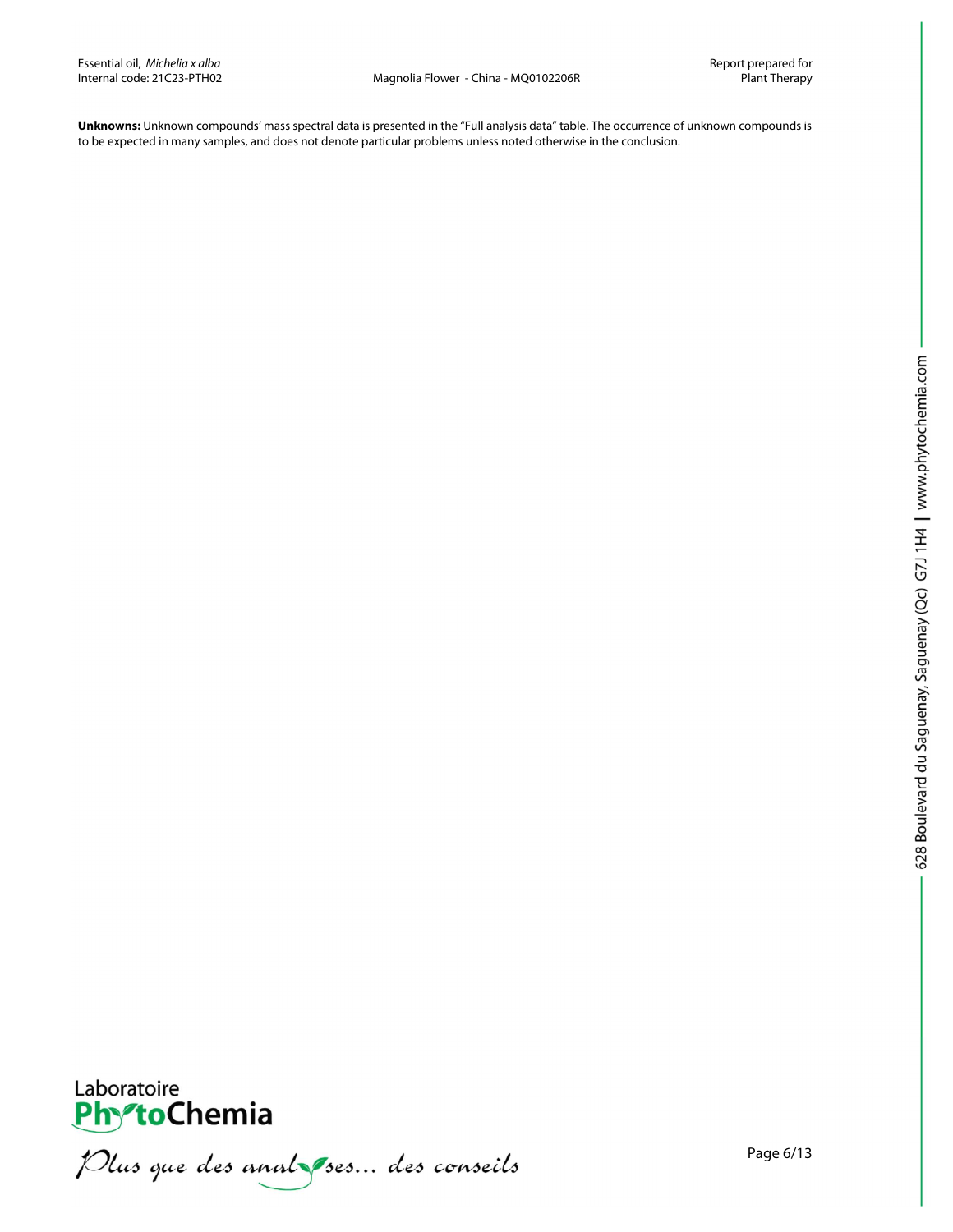**Unknowns:** Unknown compounds' mass spectral data is presented in the "Full analysis data" table. The occurrence of unknown compounds is to be expected in many samples, and does not denote particular problems unless noted otherwise in the conclusion.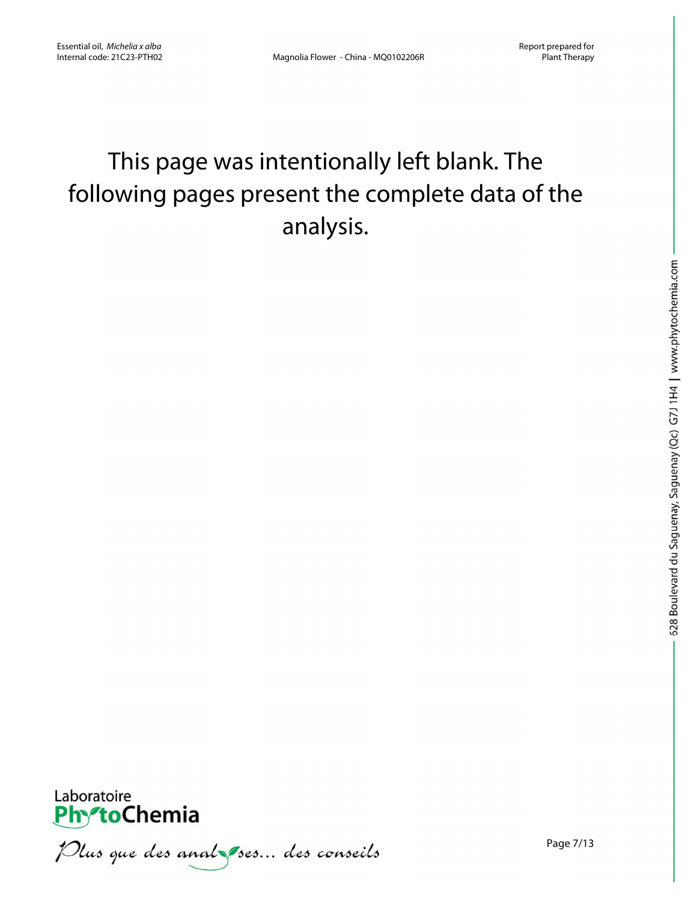This page was intentionally left blank. The following pages present the complete data of the analysis.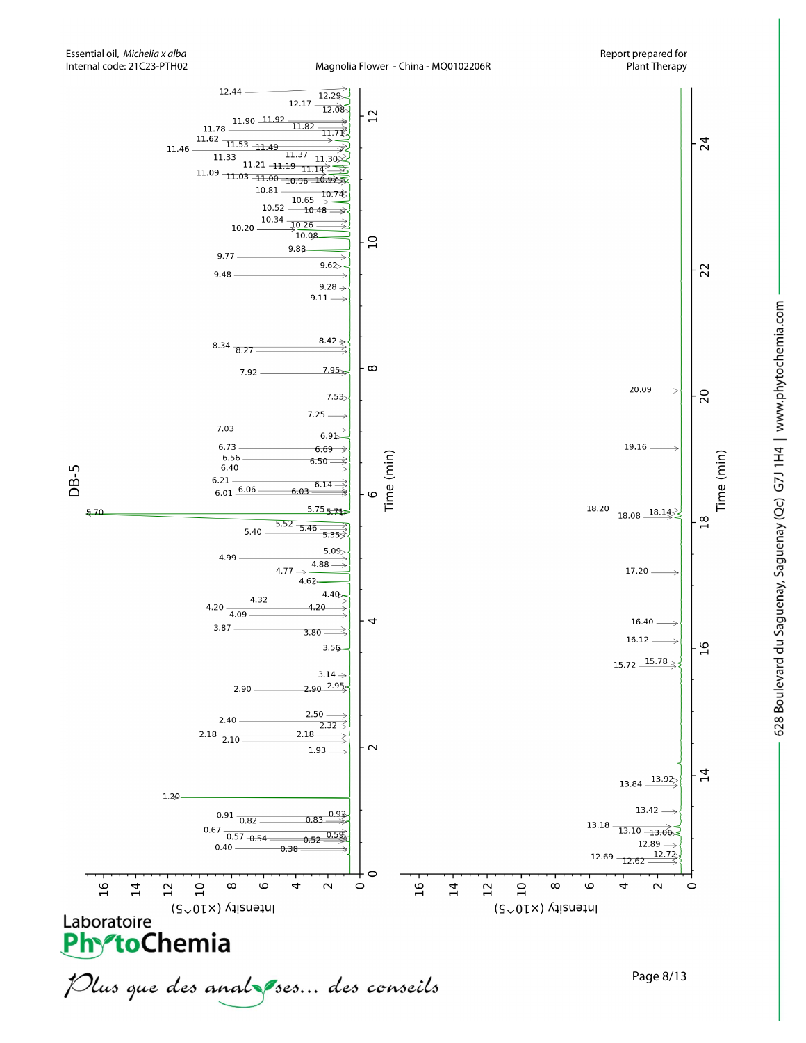Essential oil, *Michelia x alba*
Internal code: 21C23-PTH02

Magnolia Flower - China - MQ0102206R

Report prepared for
Plant Therapy

DB-5

12.44, 12.29, 12.17, 12.08, 11.90, 11.92, 11.82, 11.78, 11.71, 11.62, 11.53, 11.49, 11.46, 11.37, 11.33, 11.30, 11.21, 11.19, 11.14, 11.09, 11.03, 11.00, 10.96, 10.97, 10.81, 10.74, 10.65, 10.52, 10.48, 10.34, 10.26, 10.20, 10.08, 9.88, 9.77, 9.62, 9.48, 9.28, 9.11, 8.42, 8.34, 8.27, 7.92, 7.95, 7.53, 7.25, 7.03, 6.91, 6.73, 6.69, 6.56, 6.50, 6.40, 6.21, 6.14, 6.06, 6.03, 6.01, 5.70, 5.75, 5.71, 5.52, 5.46, 5.40, 5.35, 5.09, 4.99, 4.88, 4.77, 4.62, 4.40, 4.32, 4.20, 4.20, 4.09, 3.87, 3.80, 3.56, 3.14, 2.90, 2.90, 2.95, 2.50, 2.40, 2.32, 2.18, 2.18, 2.10, 1.93, 1.20, 0.91, 0.92, 0.82, 0.83, 0.67, 0.57, 0.54, 0.59, 0.52, 0.40, 0.38

20.09, 19.16, 18.20, 18.14, 18.08, 17.20, 16.40, 16.12, 15.72, 15.78, 13.84, 13.92, 13.42, 13.18, 13.10, 13.06, 12.89, 12.72, 12.69, 12.62

Time (min)

Intensity (×10^5)

Laboratoire PhytoChemia

*Plus que des analyses... des conseils*

628 Boulevard du Saguenay, Saguenay (Qc) G7J 1H4 | www.phytochemia.com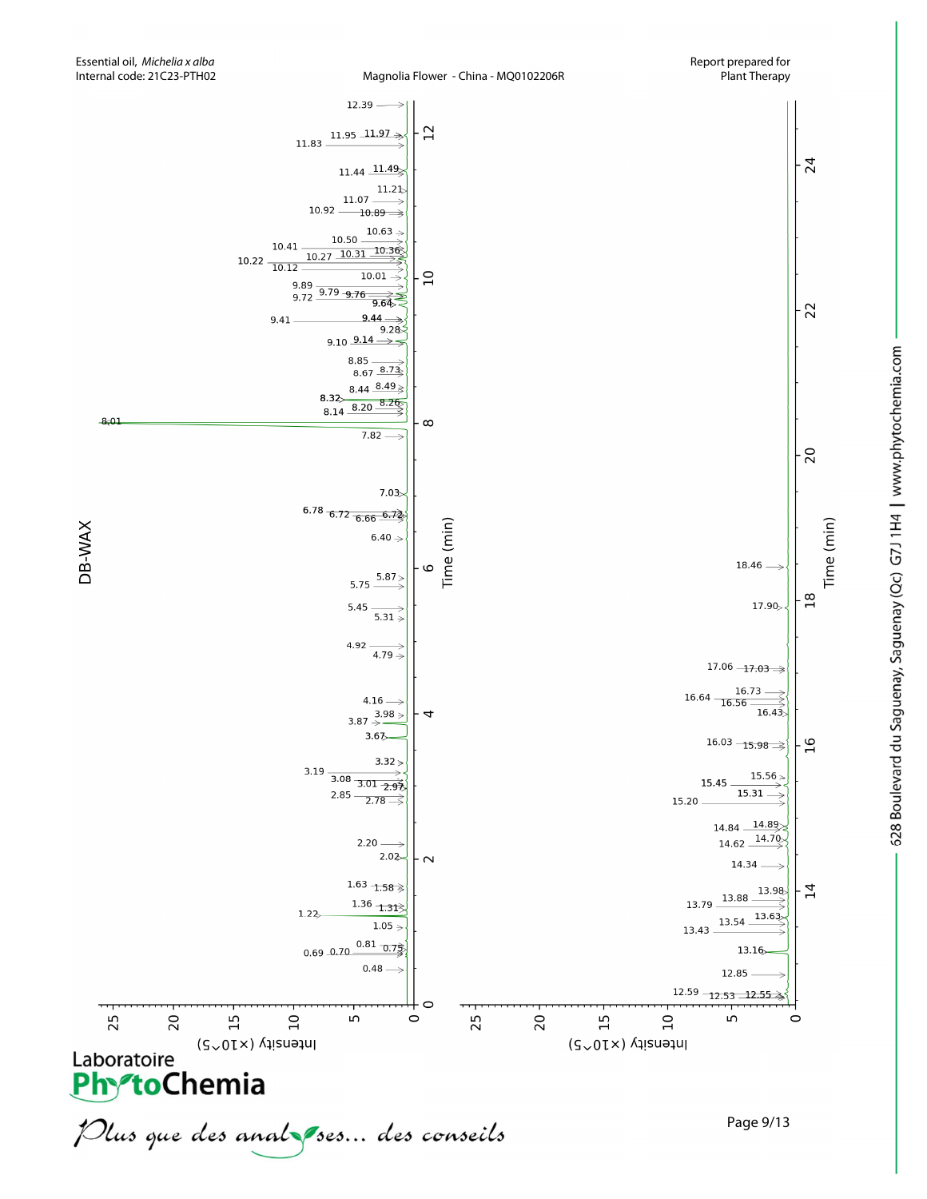Essential oil, *Michelia x alba*
Internal code: 21C23-PTH02

Magnolia Flower - China - MQ0102206R

Report prepared for
Plant Therapy

## DB-WAX

Time (min): 0.48, 0.69, 0.70, 0.75, 0.81, 1.05, 1.22, 1.31, 1.36, 1.58, 1.63, 2.02, 2.20, 2.78, 2.85, 2.97, 3.01, 3.08, 3.19, 3.32, 3.67, 3.87, 3.98, 4.16, 4.79, 4.92, 5.31, 5.45, 5.75, 5.87, 6.40, 6.66, 6.72, 6.72, 6.78, 7.03, 7.82, 8.01, 8.14, 8.20, 8.26, 8.32, 8.44, 8.49, 8.67, 8.73, 8.85, 9.10, 9.14, 9.28, 9.41, 9.44, 9.64, 9.72, 9.76, 9.79, 9.89, 10.01, 10.12, 10.22, 10.27, 10.31, 10.36, 10.41, 10.50, 10.63, 10.89, 10.92, 11.07, 11.21, 11.44, 11.49, 11.83, 11.95, 11.97, 12.39

Time (min): 12.53, 12.55, 12.59, 12.85, 13.16, 13.43, 13.54, 13.63, 13.79, 13.88, 13.98, 14.34, 14.62, 14.70, 14.84, 14.89, 15.20, 15.31, 15.45, 15.56, 15.98, 16.03, 16.43, 16.56, 16.64, 16.73, 17.03, 17.06, 17.90, 18.46

Intensity (×10^5)

Laboratoire PhytoChemia

*Plus que des analyses... des conseils*

628 Boulevard du Saguenay, Saguenay (Qc) G7J 1H4 | www.phytochemia.com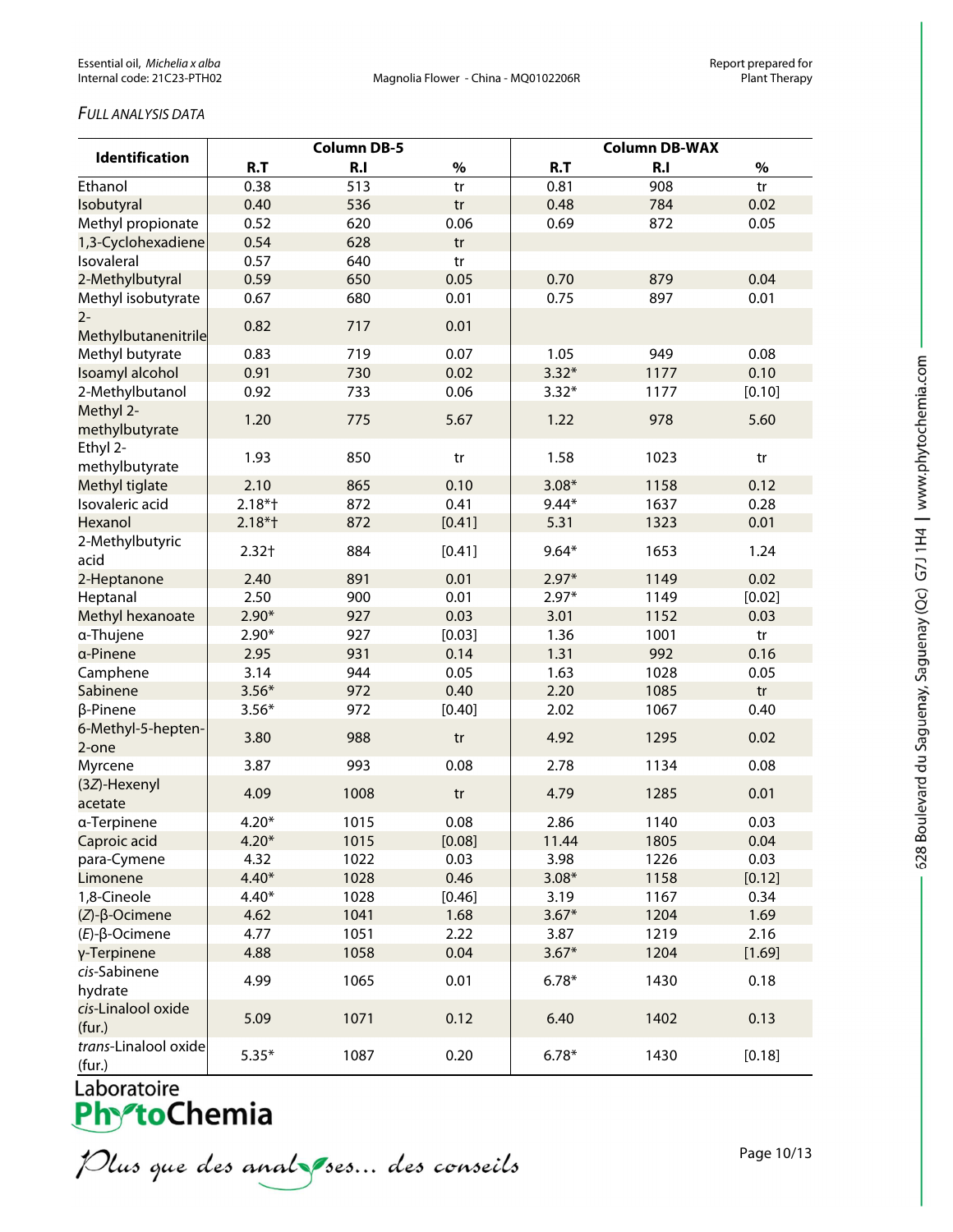*Full analysis data*

| Identification | Column DB-5 | | | Column DB-WAX | | |
|---|---|---|---|---|---|---|
| | R.T | R.I | % | R.T | R.I | % |
| Ethanol | 0.38 | 513 | tr | 0.81 | 908 | tr |
| Isobutyral | 0.40 | 536 | tr | 0.48 | 784 | 0.02 |
| Methyl propionate | 0.52 | 620 | 0.06 | 0.69 | 872 | 0.05 |
| 1,3-Cyclohexadiene | 0.54 | 628 | tr | | | |
| Isovaleral | 0.57 | 640 | tr | | | |
| 2-Methylbutyral | 0.59 | 650 | 0.05 | 0.70 | 879 | 0.04 |
| Methyl isobutyrate | 0.67 | 680 | 0.01 | 0.75 | 897 | 0.01 |
| 2-Methylbutanenitrile | 0.82 | 717 | 0.01 | | | |
| Methyl butyrate | 0.83 | 719 | 0.07 | 1.05 | 949 | 0.08 |
| Isoamyl alcohol | 0.91 | 730 | 0.02 | 3.32* | 1177 | 0.10 |
| 2-Methylbutanol | 0.92 | 733 | 0.06 | 3.32* | 1177 | [0.10] |
| Methyl 2-methylbutyrate | 1.20 | 775 | 5.67 | 1.22 | 978 | 5.60 |
| Ethyl 2-methylbutyrate | 1.93 | 850 | tr | 1.58 | 1023 | tr |
| Methyl tiglate | 2.10 | 865 | 0.10 | 3.08* | 1158 | 0.12 |
| Isovaleric acid | 2.18*† | 872 | 0.41 | 9.44* | 1637 | 0.28 |
| Hexanol | 2.18*† | 872 | [0.41] | 5.31 | 1323 | 0.01 |
| 2-Methylbutyric acid | 2.32† | 884 | [0.41] | 9.64* | 1653 | 1.24 |
| 2-Heptanone | 2.40 | 891 | 0.01 | 2.97* | 1149 | 0.02 |
| Heptanal | 2.50 | 900 | 0.01 | 2.97* | 1149 | [0.02] |
| Methyl hexanoate | 2.90* | 927 | 0.03 | 3.01 | 1152 | 0.03 |
| α-Thujene | 2.90* | 927 | [0.03] | 1.36 | 1001 | tr |
| α-Pinene | 2.95 | 931 | 0.14 | 1.31 | 992 | 0.16 |
| Camphene | 3.14 | 944 | 0.05 | 1.63 | 1028 | 0.05 |
| Sabinene | 3.56* | 972 | 0.40 | 2.20 | 1085 | tr |
| β-Pinene | 3.56* | 972 | [0.40] | 2.02 | 1067 | 0.40 |
| 6-Methyl-5-hepten-2-one | 3.80 | 988 | tr | 4.92 | 1295 | 0.02 |
| Myrcene | 3.87 | 993 | 0.08 | 2.78 | 1134 | 0.08 |
| (3*Z*)-Hexenyl acetate | 4.09 | 1008 | tr | 4.79 | 1285 | 0.01 |
| α-Terpinene | 4.20* | 1015 | 0.08 | 2.86 | 1140 | 0.03 |
| Caproic acid | 4.20* | 1015 | [0.08] | 11.44 | 1805 | 0.04 |
| para-Cymene | 4.32 | 1022 | 0.03 | 3.98 | 1226 | 0.03 |
| Limonene | 4.40* | 1028 | 0.46 | 3.08* | 1158 | [0.12] |
| 1,8-Cineole | 4.40* | 1028 | [0.46] | 3.19 | 1167 | 0.34 |
| (*Z*)-β-Ocimene | 4.62 | 1041 | 1.68 | 3.67* | 1204 | 1.69 |
| (*E*)-β-Ocimene | 4.77 | 1051 | 2.22 | 3.87 | 1219 | 2.16 |
| γ-Terpinene | 4.88 | 1058 | 0.04 | 3.67* | 1204 | [1.69] |
| *cis*-Sabinene hydrate | 4.99 | 1065 | 0.01 | 6.78* | 1430 | 0.18 |
| *cis*-Linalool oxide (fur.) | 5.09 | 1071 | 0.12 | 6.40 | 1402 | 0.13 |
| *trans*-Linalool oxide (fur.) | 5.35* | 1087 | 0.20 | 6.78* | 1430 | [0.18] |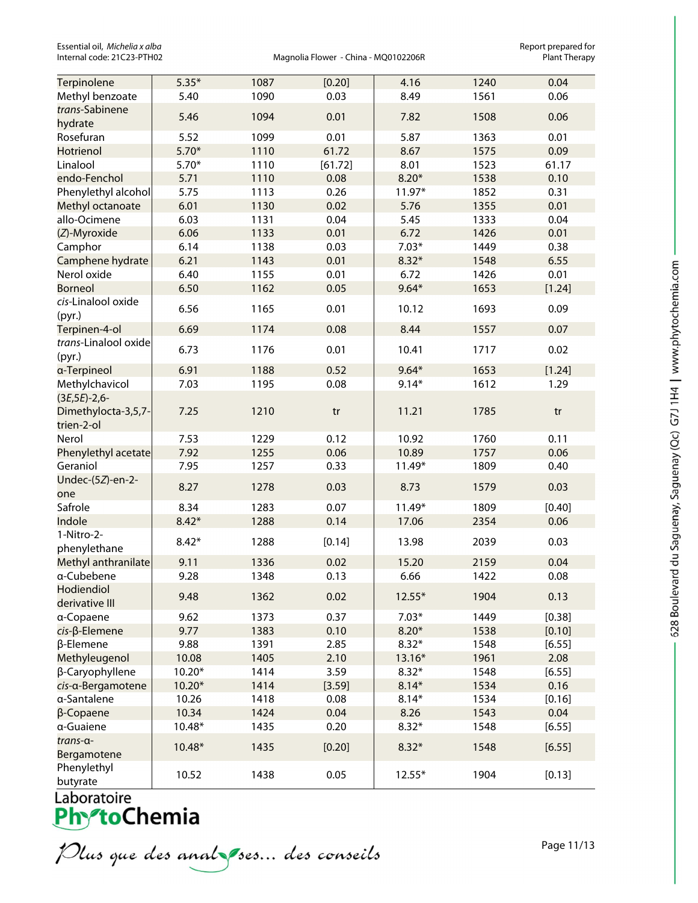| Terpinolene | 5.35* | 1087 | [0.20] | 4.16 | 1240 | 0.04 |
|---|---|---|---|---|---|---|
| Methyl benzoate | 5.40 | 1090 | 0.03 | 8.49 | 1561 | 0.06 |
| *trans*-Sabinene hydrate | 5.46 | 1094 | 0.01 | 7.82 | 1508 | 0.06 |
| Rosefuran | 5.52 | 1099 | 0.01 | 5.87 | 1363 | 0.01 |
| Hotrienol | 5.70* | 1110 | 61.72 | 8.67 | 1575 | 0.09 |
| Linalool | 5.70* | 1110 | [61.72] | 8.01 | 1523 | 61.17 |
| endo-Fenchol | 5.71 | 1110 | 0.08 | 8.20* | 1538 | 0.10 |
| Phenylethyl alcohol | 5.75 | 1113 | 0.26 | 11.97* | 1852 | 0.31 |
| Methyl octanoate | 6.01 | 1130 | 0.02 | 5.76 | 1355 | 0.01 |
| allo-Ocimene | 6.03 | 1131 | 0.04 | 5.45 | 1333 | 0.04 |
| (*Z*)-Myroxide | 6.06 | 1133 | 0.01 | 6.72 | 1426 | 0.01 |
| Camphor | 6.14 | 1138 | 0.03 | 7.03* | 1449 | 0.38 |
| Camphene hydrate | 6.21 | 1143 | 0.01 | 8.32* | 1548 | 6.55 |
| Nerol oxide | 6.40 | 1155 | 0.01 | 6.72 | 1426 | 0.01 |
| Borneol | 6.50 | 1162 | 0.05 | 9.64* | 1653 | [1.24] |
| *cis*-Linalool oxide (pyr.) | 6.56 | 1165 | 0.01 | 10.12 | 1693 | 0.09 |
| Terpinen-4-ol | 6.69 | 1174 | 0.08 | 8.44 | 1557 | 0.07 |
| *trans*-Linalool oxide (pyr.) | 6.73 | 1176 | 0.01 | 10.41 | 1717 | 0.02 |
| α-Terpineol | 6.91 | 1188 | 0.52 | 9.64* | 1653 | [1.24] |
| Methylchavicol | 7.03 | 1195 | 0.08 | 9.14* | 1612 | 1.29 |
| (3*E*,5*E*)-2,6-Dimethylocta-3,5,7-trien-2-ol | 7.25 | 1210 | tr | 11.21 | 1785 | tr |
| Nerol | 7.53 | 1229 | 0.12 | 10.92 | 1760 | 0.11 |
| Phenylethyl acetate | 7.92 | 1255 | 0.06 | 10.89 | 1757 | 0.06 |
| Geraniol | 7.95 | 1257 | 0.33 | 11.49* | 1809 | 0.40 |
| Undec-(5*Z*)-en-2-one | 8.27 | 1278 | 0.03 | 8.73 | 1579 | 0.03 |
| Safrole | 8.34 | 1283 | 0.07 | 11.49* | 1809 | [0.40] |
| Indole | 8.42* | 1288 | 0.14 | 17.06 | 2354 | 0.06 |
| 1-Nitro-2-phenylethane | 8.42* | 1288 | [0.14] | 13.98 | 2039 | 0.03 |
| Methyl anthranilate | 9.11 | 1336 | 0.02 | 15.20 | 2159 | 0.04 |
| α-Cubebene | 9.28 | 1348 | 0.13 | 6.66 | 1422 | 0.08 |
| Hodiendiol derivative III | 9.48 | 1362 | 0.02 | 12.55* | 1904 | 0.13 |
| α-Copaene | 9.62 | 1373 | 0.37 | 7.03* | 1449 | [0.38] |
| *cis*-β-Elemene | 9.77 | 1383 | 0.10 | 8.20* | 1538 | [0.10] |
| β-Elemene | 9.88 | 1391 | 2.85 | 8.32* | 1548 | [6.55] |
| Methyleugenol | 10.08 | 1405 | 2.10 | 13.16* | 1961 | 2.08 |
| β-Caryophyllene | 10.20* | 1414 | 3.59 | 8.32* | 1548 | [6.55] |
| *cis*-α-Bergamotene | 10.20* | 1414 | [3.59] | 8.14* | 1534 | 0.16 |
| α-Santalene | 10.26 | 1418 | 0.08 | 8.14* | 1534 | [0.16] |
| β-Copaene | 10.34 | 1424 | 0.04 | 8.26 | 1543 | 0.04 |
| α-Guaiene | 10.48* | 1435 | 0.20 | 8.32* | 1548 | [6.55] |
| *trans*-α-Bergamotene | 10.48* | 1435 | [0.20] | 8.32* | 1548 | [6.55] |
| Phenylethyl butyrate | 10.52 | 1438 | 0.05 | 12.55* | 1904 | [0.13] |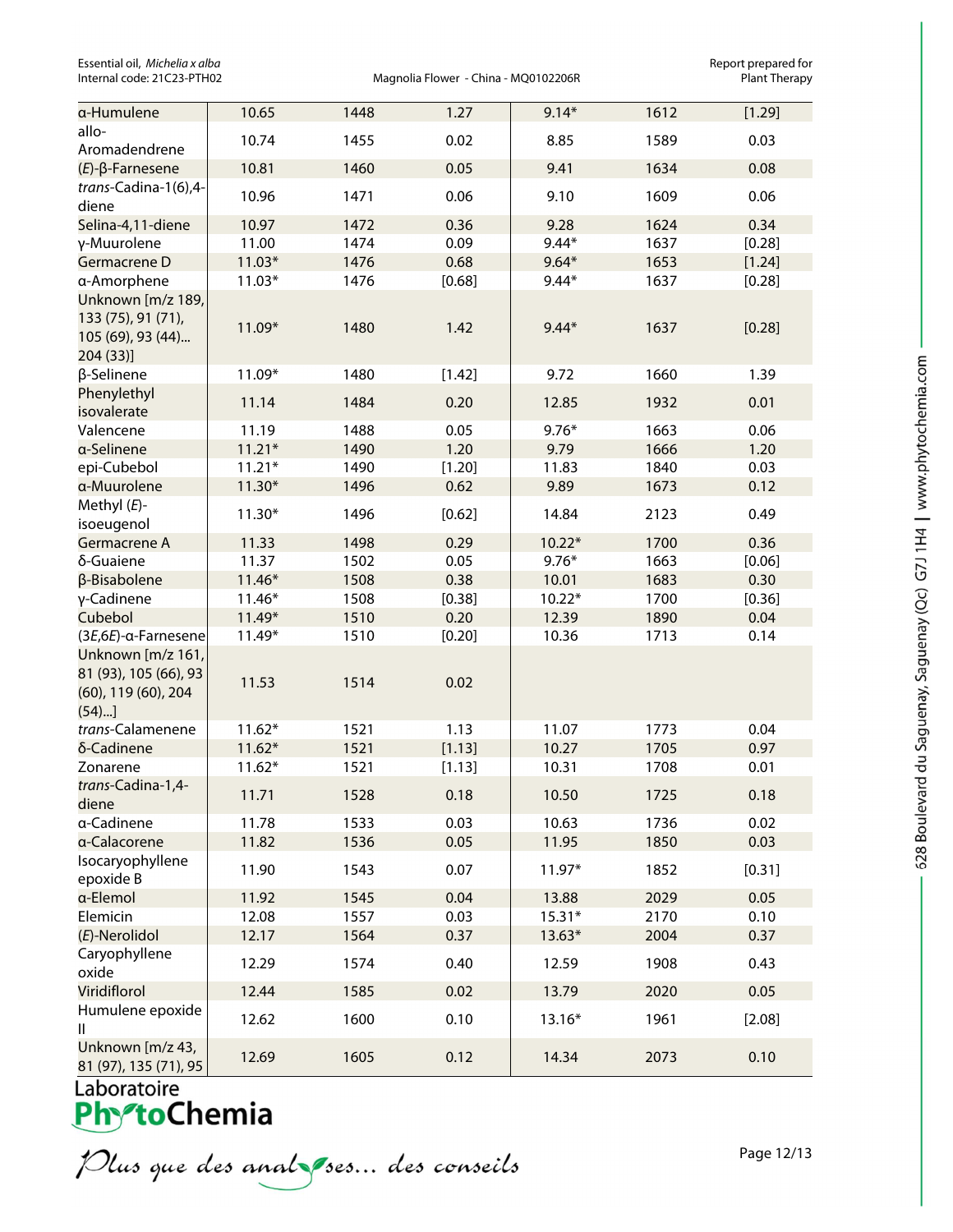| α-Humulene | 10.65 | 1448 | 1.27 | 9.14* | 1612 | [1.29] |
|---|---|---|---|---|---|---|
| allo-Aromadendrene | 10.74 | 1455 | 0.02 | 8.85 | 1589 | 0.03 |
| (*E*)-β-Farnesene | 10.81 | 1460 | 0.05 | 9.41 | 1634 | 0.08 |
| *trans*-Cadina-1(6),4-diene | 10.96 | 1471 | 0.06 | 9.10 | 1609 | 0.06 |
| Selina-4,11-diene | 10.97 | 1472 | 0.36 | 9.28 | 1624 | 0.34 |
| γ-Muurolene | 11.00 | 1474 | 0.09 | 9.44* | 1637 | [0.28] |
| Germacrene D | 11.03* | 1476 | 0.68 | 9.64* | 1653 | [1.24] |
| α-Amorphene | 11.03* | 1476 | [0.68] | 9.44* | 1637 | [0.28] |
| Unknown [m/z 189, 133 (75), 91 (71), 105 (69), 93 (44)... 204 (33)] | 11.09* | 1480 | 1.42 | 9.44* | 1637 | [0.28] |
| β-Selinene | 11.09* | 1480 | [1.42] | 9.72 | 1660 | 1.39 |
| Phenylethyl isovalerate | 11.14 | 1484 | 0.20 | 12.85 | 1932 | 0.01 |
| Valencene | 11.19 | 1488 | 0.05 | 9.76* | 1663 | 0.06 |
| α-Selinene | 11.21* | 1490 | 1.20 | 9.79 | 1666 | 1.20 |
| epi-Cubebol | 11.21* | 1490 | [1.20] | 11.83 | 1840 | 0.03 |
| α-Muurolene | 11.30* | 1496 | 0.62 | 9.89 | 1673 | 0.12 |
| Methyl (*E*)-isoeugenol | 11.30* | 1496 | [0.62] | 14.84 | 2123 | 0.49 |
| Germacrene A | 11.33 | 1498 | 0.29 | 10.22* | 1700 | 0.36 |
| δ-Guaiene | 11.37 | 1502 | 0.05 | 9.76* | 1663 | [0.06] |
| β-Bisabolene | 11.46* | 1508 | 0.38 | 10.01 | 1683 | 0.30 |
| γ-Cadinene | 11.46* | 1508 | [0.38] | 10.22* | 1700 | [0.36] |
| Cubebol | 11.49* | 1510 | 0.20 | 12.39 | 1890 | 0.04 |
| (3*E*,6*E*)-α-Farnesene | 11.49* | 1510 | [0.20] | 10.36 | 1713 | 0.14 |
| Unknown [m/z 161, 81 (93), 105 (66), 93 (60), 119 (60), 204 (54)...] | 11.53 | 1514 | 0.02 | | | |
| *trans*-Calamenene | 11.62* | 1521 | 1.13 | 11.07 | 1773 | 0.04 |
| δ-Cadinene | 11.62* | 1521 | [1.13] | 10.27 | 1705 | 0.97 |
| Zonarene | 11.62* | 1521 | [1.13] | 10.31 | 1708 | 0.01 |
| *trans*-Cadina-1,4-diene | 11.71 | 1528 | 0.18 | 10.50 | 1725 | 0.18 |
| α-Cadinene | 11.78 | 1533 | 0.03 | 10.63 | 1736 | 0.02 |
| α-Calacorene | 11.82 | 1536 | 0.05 | 11.95 | 1850 | 0.03 |
| Isocaryophyllene epoxide B | 11.90 | 1543 | 0.07 | 11.97* | 1852 | [0.31] |
| α-Elemol | 11.92 | 1545 | 0.04 | 13.88 | 2029 | 0.05 |
| Elemicin | 12.08 | 1557 | 0.03 | 15.31* | 2170 | 0.10 |
| (*E*)-Nerolidol | 12.17 | 1564 | 0.37 | 13.63* | 2004 | 0.37 |
| Caryophyllene oxide | 12.29 | 1574 | 0.40 | 12.59 | 1908 | 0.43 |
| Viridiflorol | 12.44 | 1585 | 0.02 | 13.79 | 2020 | 0.05 |
| Humulene epoxide II | 12.62 | 1600 | 0.10 | 13.16* | 1961 | [2.08] |
| Unknown [m/z 43, 81 (97), 135 (71), 95 | 12.69 | 1605 | 0.12 | 14.34 | 2073 | 0.10 |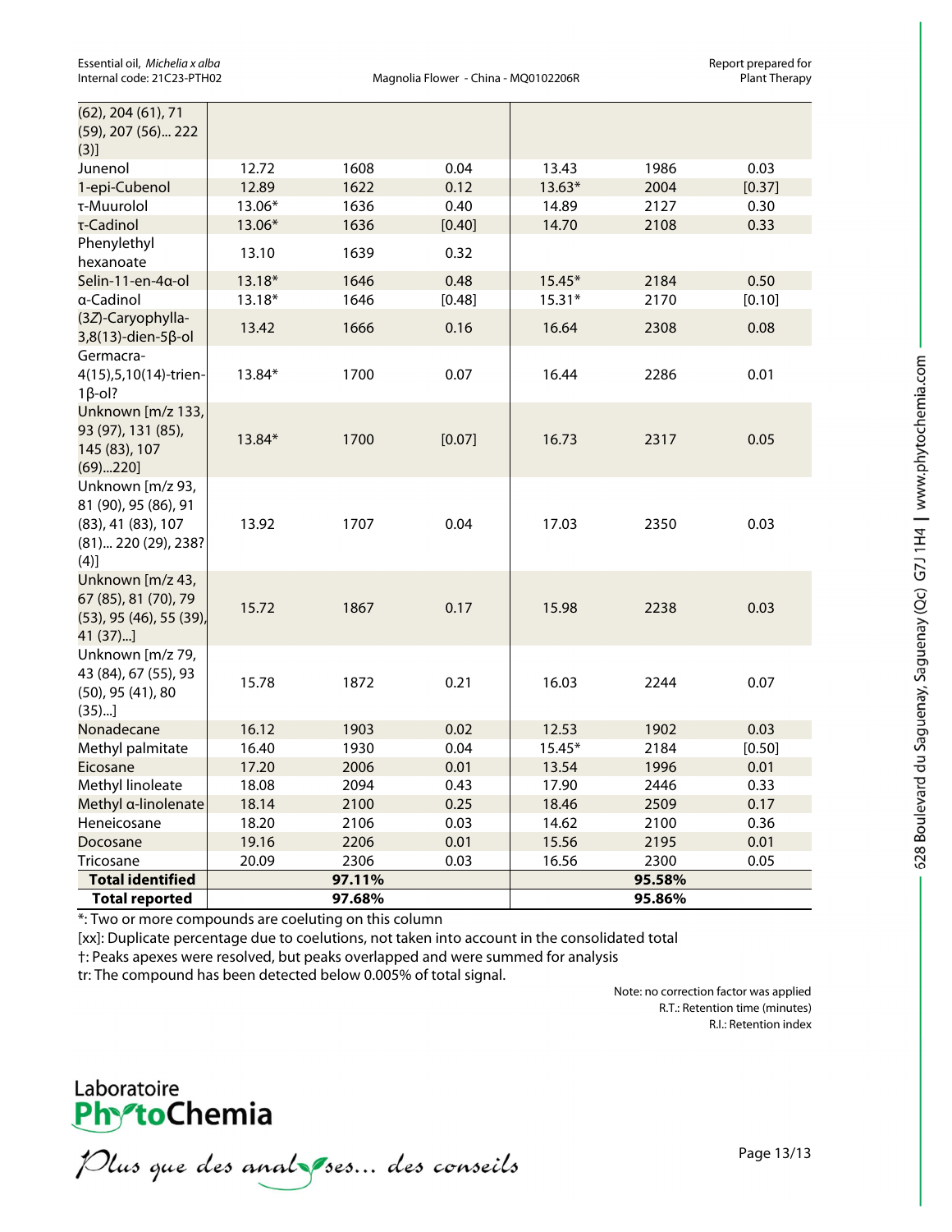| | | | | | | |
|---|---|---|---|---|---|---|
| (62), 204 (61), 71 (59), 207 (56)... 222 (3)] | | | | | | |
| Junenol | 12.72 | 1608 | 0.04 | 13.43 | 1986 | 0.03 |
| 1-epi-Cubenol | 12.89 | 1622 | 0.12 | 13.63* | 2004 | [0.37] |
| τ-Muurolol | 13.06* | 1636 | 0.40 | 14.89 | 2127 | 0.30 |
| τ-Cadinol | 13.06* | 1636 | [0.40] | 14.70 | 2108 | 0.33 |
| Phenylethyl hexanoate | 13.10 | 1639 | 0.32 | | | |
| Selin-11-en-4α-ol | 13.18* | 1646 | 0.48 | 15.45* | 2184 | 0.50 |
| α-Cadinol | 13.18* | 1646 | [0.48] | 15.31* | 2170 | [0.10] |
| (3Z)-Caryophylla-3,8(13)-dien-5β-ol | 13.42 | 1666 | 0.16 | 16.64 | 2308 | 0.08 |
| Germacra-4(15),5,10(14)-trien-1β-ol? | 13.84* | 1700 | 0.07 | 16.44 | 2286 | 0.01 |
| Unknown [m/z 133, 93 (97), 131 (85), 145 (83), 107 (69)...220] | 13.84* | 1700 | [0.07] | 16.73 | 2317 | 0.05 |
| Unknown [m/z 93, 81 (90), 95 (86), 91 (83), 41 (83), 107 (81)... 220 (29), 238? (4)] | 13.92 | 1707 | 0.04 | 17.03 | 2350 | 0.03 |
| Unknown [m/z 43, 67 (85), 81 (70), 79 (53), 95 (46), 55 (39), 41 (37)...] | 15.72 | 1867 | 0.17 | 15.98 | 2238 | 0.03 |
| Unknown [m/z 79, 43 (84), 67 (55), 93 (50), 95 (41), 80 (35)...] | 15.78 | 1872 | 0.21 | 16.03 | 2244 | 0.07 |
| Nonadecane | 16.12 | 1903 | 0.02 | 12.53 | 1902 | 0.03 |
| Methyl palmitate | 16.40 | 1930 | 0.04 | 15.45* | 2184 | [0.50] |
| Eicosane | 17.20 | 2006 | 0.01 | 13.54 | 1996 | 0.01 |
| Methyl linoleate | 18.08 | 2094 | 0.43 | 17.90 | 2446 | 0.33 |
| Methyl α-linolenate | 18.14 | 2100 | 0.25 | 18.46 | 2509 | 0.17 |
| Heneicosane | 18.20 | 2106 | 0.03 | 14.62 | 2100 | 0.36 |
| Docosane | 19.16 | 2206 | 0.01 | 15.56 | 2195 | 0.01 |
| Tricosane | 20.09 | 2306 | 0.03 | 16.56 | 2300 | 0.05 |
| **Total identified** | | **97.11%** | | | **95.58%** | |
| **Total reported** | | **97.68%** | | | **95.86%** | |

*: Two or more compounds are coeluting on this column

[xx]: Duplicate percentage due to coelutions, not taken into account in the consolidated total

†: Peaks apexes were resolved, but peaks overlapped and were summed for analysis

tr: The compound has been detected below 0.005% of total signal.

Note: no correction factor was applied

R.T.: Retention time (minutes)

R.I.: Retention index